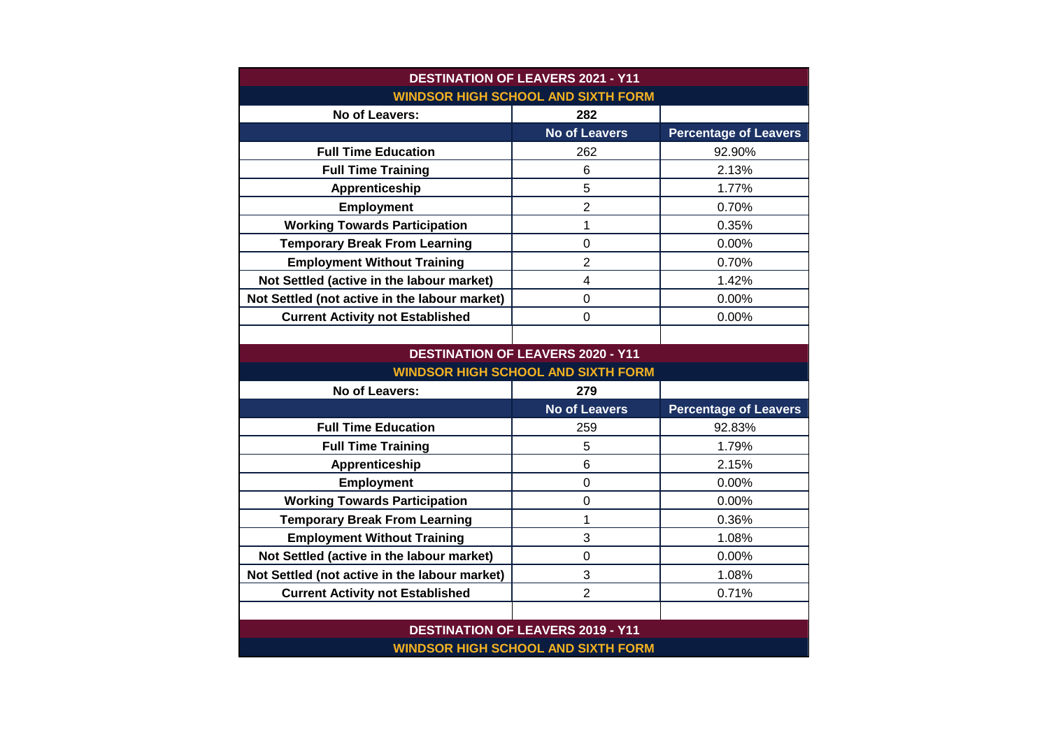## DESTINATION OF LEAVERS 2021 - Y11

### WINDSOR HIGH SCHOOL AND SIXTH FORM

| No of Leavers: | 282 | |
|---|---|---|
| | **No of Leavers** | **Percentage of Leavers** |
| **Full Time Education** | 262 | 92.90% |
| **Full Time Training** | 6 | 2.13% |
| **Apprenticeship** | 5 | 1.77% |
| **Employment** | 2 | 0.70% |
| **Working Towards Participation** | 1 | 0.35% |
| **Temporary Break From Learning** | 0 | 0.00% |
| **Employment Without Training** | 2 | 0.70% |
| **Not Settled (active in the labour market)** | 4 | 1.42% |
| **Not Settled (not active in the labour market)** | 0 | 0.00% |
| **Current Activity not Established** | 0 | 0.00% |

## DESTINATION OF LEAVERS 2020 - Y11

### WINDSOR HIGH SCHOOL AND SIXTH FORM

| No of Leavers: | 279 | |
|---|---|---|
| | **No of Leavers** | **Percentage of Leavers** |
| **Full Time Education** | 259 | 92.83% |
| **Full Time Training** | 5 | 1.79% |
| **Apprenticeship** | 6 | 2.15% |
| **Employment** | 0 | 0.00% |
| **Working Towards Participation** | 0 | 0.00% |
| **Temporary Break From Learning** | 1 | 0.36% |
| **Employment Without Training** | 3 | 1.08% |
| **Not Settled (active in the labour market)** | 0 | 0.00% |
| **Not Settled (not active in the labour market)** | 3 | 1.08% |
| **Current Activity not Established** | 2 | 0.71% |

## DESTINATION OF LEAVERS 2019 - Y11

### WINDSOR HIGH SCHOOL AND SIXTH FORM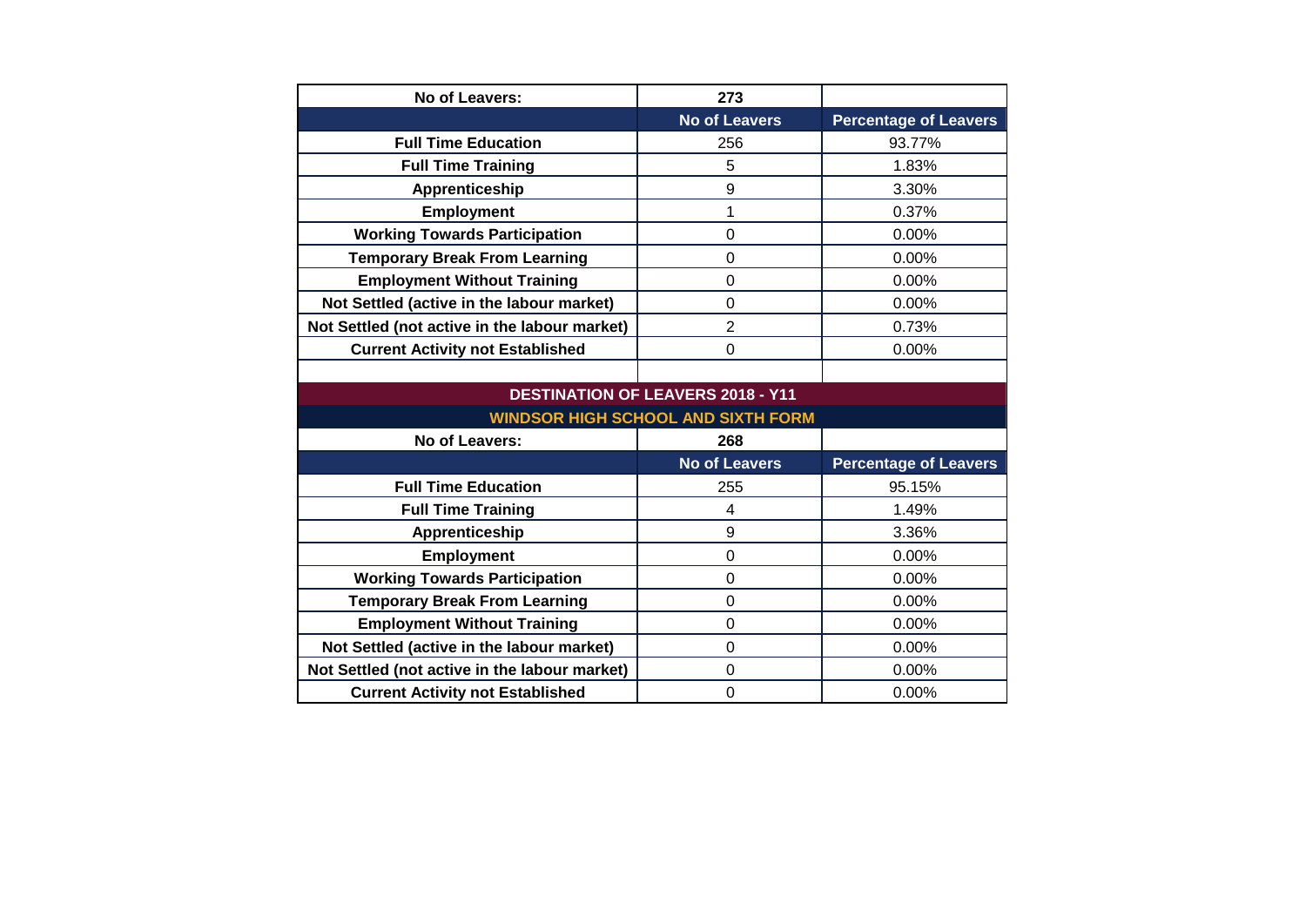| No of Leavers: | 273 | |
|---|---|---|
| | **No of Leavers** | **Percentage of Leavers** |
| **Full Time Education** | 256 | 93.77% |
| **Full Time Training** | 5 | 1.83% |
| **Apprenticeship** | 9 | 3.30% |
| **Employment** | 1 | 0.37% |
| **Working Towards Participation** | 0 | 0.00% |
| **Temporary Break From Learning** | 0 | 0.00% |
| **Employment Without Training** | 0 | 0.00% |
| **Not Settled (active in the labour market)** | 0 | 0.00% |
| **Not Settled (not active in the labour market)** | 2 | 0.73% |
| **Current Activity not Established** | 0 | 0.00% |

## DESTINATION OF LEAVERS 2018 - Y11

### WINDSOR HIGH SCHOOL AND SIXTH FORM

| No of Leavers: | 268 | |
|---|---|---|
| | **No of Leavers** | **Percentage of Leavers** |
| **Full Time Education** | 255 | 95.15% |
| **Full Time Training** | 4 | 1.49% |
| **Apprenticeship** | 9 | 3.36% |
| **Employment** | 0 | 0.00% |
| **Working Towards Participation** | 0 | 0.00% |
| **Temporary Break From Learning** | 0 | 0.00% |
| **Employment Without Training** | 0 | 0.00% |
| **Not Settled (active in the labour market)** | 0 | 0.00% |
| **Not Settled (not active in the labour market)** | 0 | 0.00% |
| **Current Activity not Established** | 0 | 0.00% |